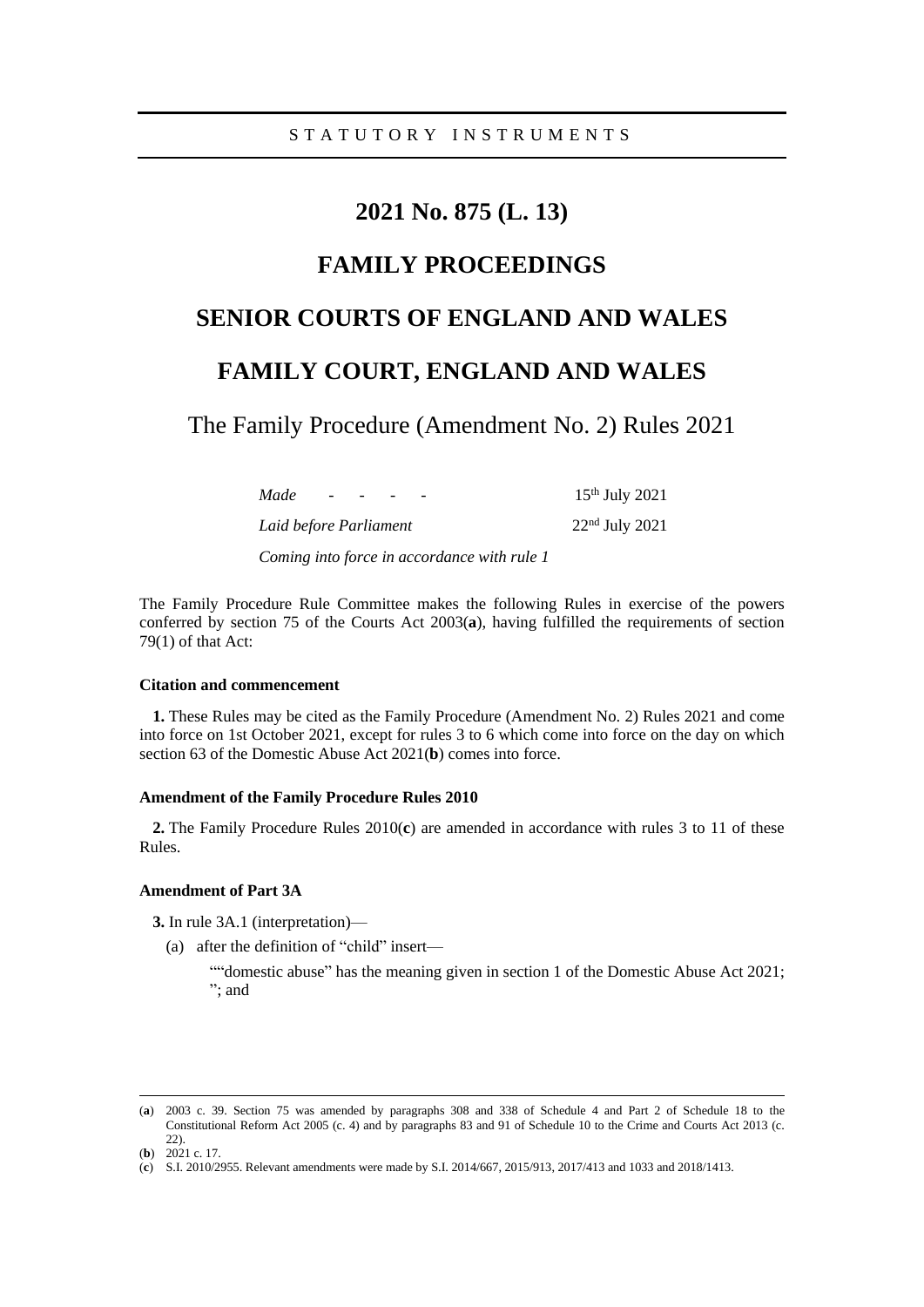STATUTORY INSTRUMENTS

# 2021 No. 875 (L. 13)

# FAMILY PROCEEDINGS

# SENIOR COURTS OF ENGLAND AND WALES

# FAMILY COURT, ENGLAND AND WALES

## The Family Procedure (Amendment No. 2) Rules 2021

| | |
|---|---|
| *Made - - - -* | 15th July 2021 |
| *Laid before Parliament* | 22nd July 2021 |
| *Coming into force in accordance with rule 1* | |

The Family Procedure Rule Committee makes the following Rules in exercise of the powers conferred by section 75 of the Courts Act 2003(**a**), having fulfilled the requirements of section 79(1) of that Act:

**Citation and commencement**

**1.** These Rules may be cited as the Family Procedure (Amendment No. 2) Rules 2021 and come into force on 1st October 2021, except for rules 3 to 6 which come into force on the day on which section 63 of the Domestic Abuse Act 2021(**b**) comes into force.

**Amendment of the Family Procedure Rules 2010**

**2.** The Family Procedure Rules 2010(**c**) are amended in accordance with rules 3 to 11 of these Rules.

**Amendment of Part 3A**

**3.** In rule 3A.1 (interpretation)—

(a) after the definition of "child" insert—

""domestic abuse" has the meaning given in section 1 of the Domestic Abuse Act 2021; "; and

---

(**a**) 2003 c. 39. Section 75 was amended by paragraphs 308 and 338 of Schedule 4 and Part 2 of Schedule 18 to the Constitutional Reform Act 2005 (c. 4) and by paragraphs 83 and 91 of Schedule 10 to the Crime and Courts Act 2013 (c. 22).

(**b**) 2021 c. 17.

(**c**) S.I. 2010/2955. Relevant amendments were made by S.I. 2014/667, 2015/913, 2017/413 and 1033 and 2018/1413.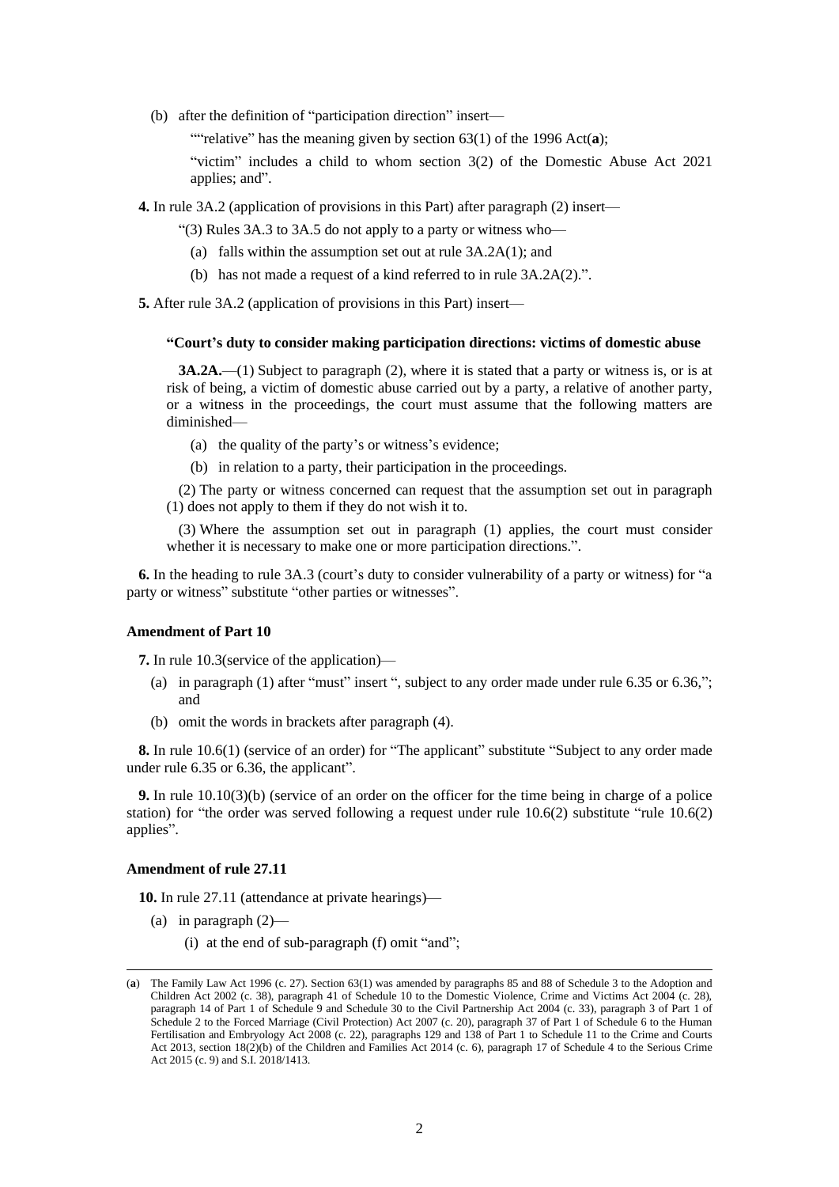(b) after the definition of "participation direction" insert—

""relative" has the meaning given by section 63(1) of the 1996 Act(**a**);

"victim" includes a child to whom section 3(2) of the Domestic Abuse Act 2021 applies; and".

**4.** In rule 3A.2 (application of provisions in this Part) after paragraph (2) insert—

"(3) Rules 3A.3 to 3A.5 do not apply to a party or witness who—

(a) falls within the assumption set out at rule 3A.2A(1); and

(b) has not made a request of a kind referred to in rule 3A.2A(2).".

**5.** After rule 3A.2 (application of provisions in this Part) insert—

**"Court's duty to consider making participation directions: victims of domestic abuse**

**3A.2A.**—(1) Subject to paragraph (2), where it is stated that a party or witness is, or is at risk of being, a victim of domestic abuse carried out by a party, a relative of another party, or a witness in the proceedings, the court must assume that the following matters are diminished—

(a) the quality of the party's or witness's evidence;

(b) in relation to a party, their participation in the proceedings.

(2) The party or witness concerned can request that the assumption set out in paragraph (1) does not apply to them if they do not wish it to.

(3) Where the assumption set out in paragraph (1) applies, the court must consider whether it is necessary to make one or more participation directions.".

**6.** In the heading to rule 3A.3 (court's duty to consider vulnerability of a party or witness) for "a party or witness" substitute "other parties or witnesses".

**Amendment of Part 10**

**7.** In rule 10.3(service of the application)—

(a) in paragraph (1) after "must" insert ", subject to any order made under rule 6.35 or 6.36,"; and

(b) omit the words in brackets after paragraph (4).

**8.** In rule 10.6(1) (service of an order) for "The applicant" substitute "Subject to any order made under rule 6.35 or 6.36, the applicant".

**9.** In rule 10.10(3)(b) (service of an order on the officer for the time being in charge of a police station) for "the order was served following a request under rule 10.6(2) substitute "rule 10.6(2) applies".

**Amendment of rule 27.11**

**10.** In rule 27.11 (attendance at private hearings)—

(a) in paragraph (2)—

(i) at the end of sub-paragraph (f) omit "and";

---

(**a**) The Family Law Act 1996 (c. 27). Section 63(1) was amended by paragraphs 85 and 88 of Schedule 3 to the Adoption and Children Act 2002 (c. 38), paragraph 41 of Schedule 10 to the Domestic Violence, Crime and Victims Act 2004 (c. 28), paragraph 14 of Part 1 of Schedule 9 and Schedule 30 to the Civil Partnership Act 2004 (c. 33), paragraph 3 of Part 1 of Schedule 2 to the Forced Marriage (Civil Protection) Act 2007 (c. 20), paragraph 37 of Part 1 of Schedule 6 to the Human Fertilisation and Embryology Act 2008 (c. 22), paragraphs 129 and 138 of Part 1 to Schedule 11 to the Crime and Courts Act 2013, section 18(2)(b) of the Children and Families Act 2014 (c. 6), paragraph 17 of Schedule 4 to the Serious Crime Act 2015 (c. 9) and S.I. 2018/1413.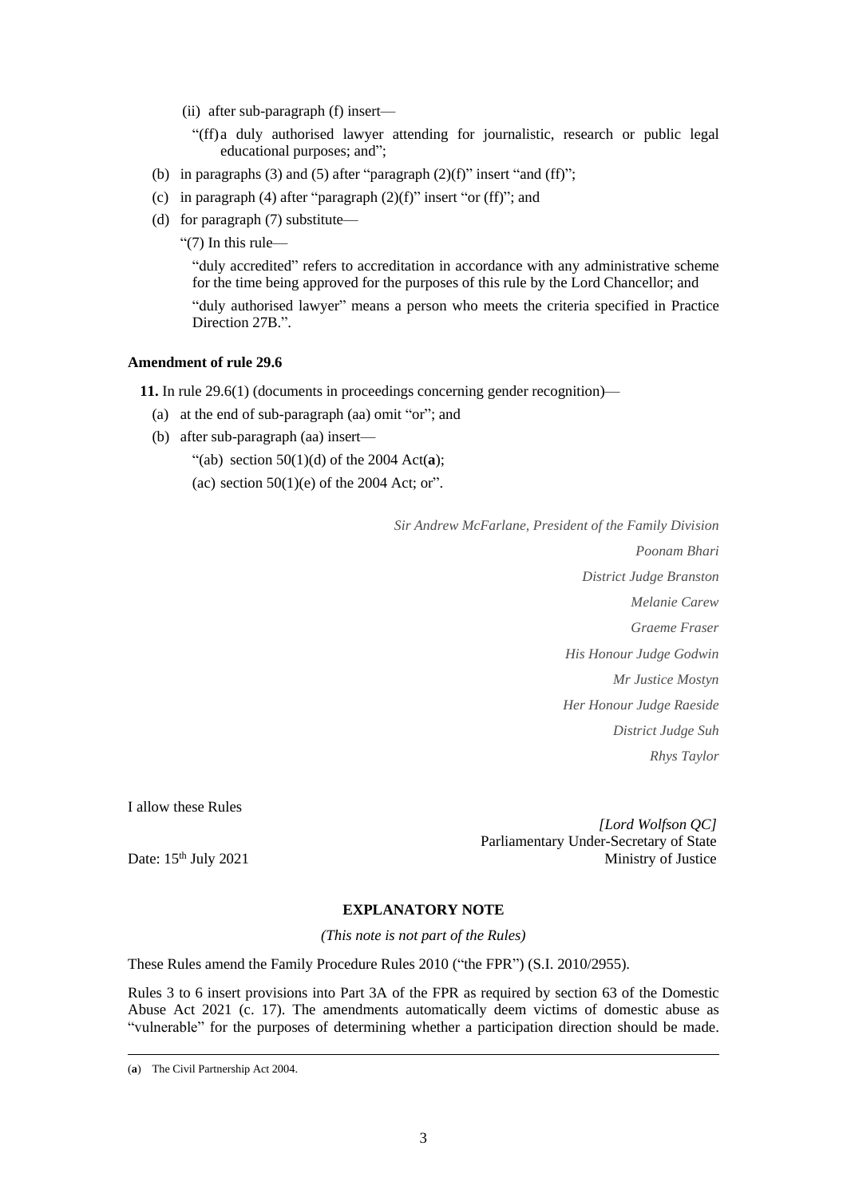(ii) after sub-paragraph (f) insert—

"(ff) a duly authorised lawyer attending for journalistic, research or public legal educational purposes; and";

(b) in paragraphs (3) and (5) after "paragraph (2)(f)" insert "and (ff)";

(c) in paragraph (4) after "paragraph (2)(f)" insert "or (ff)"; and

(d) for paragraph (7) substitute—

"(7) In this rule—

"duly accredited" refers to accreditation in accordance with any administrative scheme for the time being approved for the purposes of this rule by the Lord Chancellor; and

"duly authorised lawyer" means a person who meets the criteria specified in Practice Direction 27B.".

**Amendment of rule 29.6**

**11.** In rule 29.6(1) (documents in proceedings concerning gender recognition)—

(a) at the end of sub-paragraph (aa) omit "or"; and

(b) after sub-paragraph (aa) insert—

"(ab) section 50(1)(d) of the 2004 Act(**a**);

(ac) section 50(1)(e) of the 2004 Act; or".

*Sir Andrew McFarlane, President of the Family Division*

*Poonam Bhari*

*District Judge Branston*

*Melanie Carew*

*Graeme Fraser*

*His Honour Judge Godwin*

*Mr Justice Mostyn*

*Her Honour Judge Raeside*

*District Judge Suh*

*Rhys Taylor*

I allow these Rules

*[Lord Wolfson QC]*
Parliamentary Under-Secretary of State
Ministry of Justice

Date: 15th July 2021

**EXPLANATORY NOTE**

*(This note is not part of the Rules)*

These Rules amend the Family Procedure Rules 2010 ("the FPR") (S.I. 2010/2955).

Rules 3 to 6 insert provisions into Part 3A of the FPR as required by section 63 of the Domestic Abuse Act 2021 (c. 17). The amendments automatically deem victims of domestic abuse as "vulnerable" for the purposes of determining whether a participation direction should be made.

(**a**) The Civil Partnership Act 2004.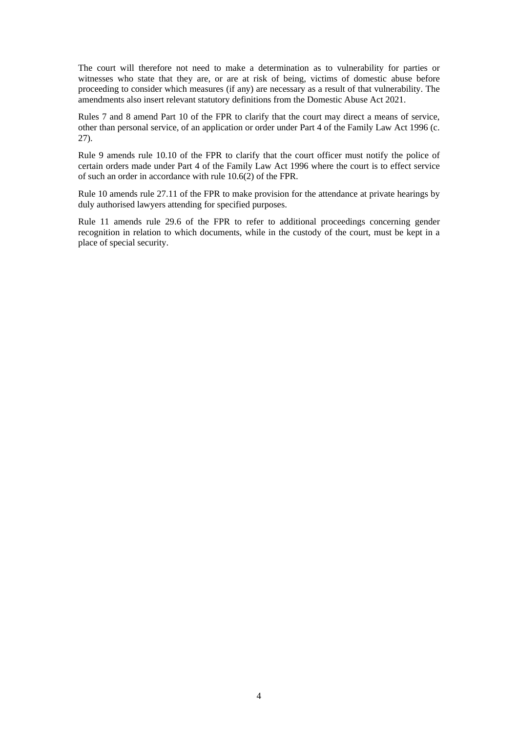The court will therefore not need to make a determination as to vulnerability for parties or witnesses who state that they are, or are at risk of being, victims of domestic abuse before proceeding to consider which measures (if any) are necessary as a result of that vulnerability. The amendments also insert relevant statutory definitions from the Domestic Abuse Act 2021.

Rules 7 and 8 amend Part 10 of the FPR to clarify that the court may direct a means of service, other than personal service, of an application or order under Part 4 of the Family Law Act 1996 (c. 27).

Rule 9 amends rule 10.10 of the FPR to clarify that the court officer must notify the police of certain orders made under Part 4 of the Family Law Act 1996 where the court is to effect service of such an order in accordance with rule 10.6(2) of the FPR.

Rule 10 amends rule 27.11 of the FPR to make provision for the attendance at private hearings by duly authorised lawyers attending for specified purposes.

Rule 11 amends rule 29.6 of the FPR to refer to additional proceedings concerning gender recognition in relation to which documents, while in the custody of the court, must be kept in a place of special security.